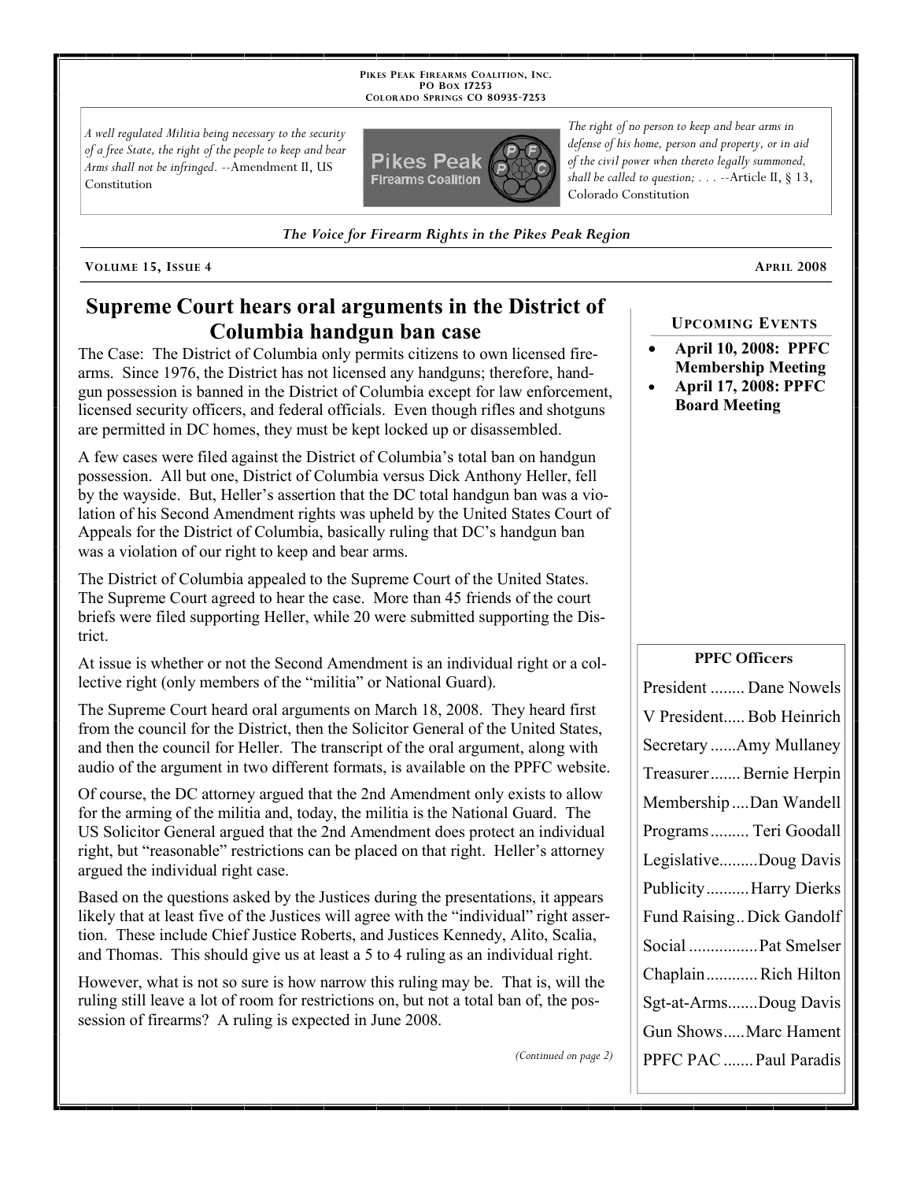**Pikes Peak Firearms Coalition, Inc.**
**PO Box 17253**
**Colorado Springs CO 80935-7253**

*A well regulated Militia being necessary to the security of a free State, the right of the people to keep and bear Arms shall not be infringed.* --Amendment II, US Constitution

*The right of no person to keep and bear arms in defense of his home, person and property, or in aid of the civil power when thereto legally summoned, shall be called to question; . . .* --Article II, § 13, Colorado Constitution

*The Voice for Firearm Rights in the Pikes Peak Region*

**Volume 15, Issue 4** — **April 2008**

# Supreme Court hears oral arguments in the District of Columbia handgun ban case

The Case: The District of Columbia only permits citizens to own licensed firearms. Since 1976, the District has not licensed any handguns; therefore, handgun possession is banned in the District of Columbia except for law enforcement, licensed security officers, and federal officials. Even though rifles and shotguns are permitted in DC homes, they must be kept locked up or disassembled.

A few cases were filed against the District of Columbia's total ban on handgun possession. All but one, District of Columbia versus Dick Anthony Heller, fell by the wayside. But, Heller's assertion that the DC total handgun ban was a violation of his Second Amendment rights was upheld by the United States Court of Appeals for the District of Columbia, basically ruling that DC's handgun ban was a violation of our right to keep and bear arms.

The District of Columbia appealed to the Supreme Court of the United States. The Supreme Court agreed to hear the case. More than 45 friends of the court briefs were filed supporting Heller, while 20 were submitted supporting the District.

At issue is whether or not the Second Amendment is an individual right or a collective right (only members of the "militia" or National Guard).

The Supreme Court heard oral arguments on March 18, 2008. They heard first from the council for the District, then the Solicitor General of the United States, and then the council for Heller. The transcript of the oral argument, along with audio of the argument in two different formats, is available on the PPFC website.

Of course, the DC attorney argued that the 2nd Amendment only exists to allow for the arming of the militia and, today, the militia is the National Guard. The US Solicitor General argued that the 2nd Amendment does protect an individual right, but "reasonable" restrictions can be placed on that right. Heller's attorney argued the individual right case.

Based on the questions asked by the Justices during the presentations, it appears likely that at least five of the Justices will agree with the "individual" right assertion. These include Chief Justice Roberts, and Justices Kennedy, Alito, Scalia, and Thomas. This should give us at least a 5 to 4 ruling as an individual right.

However, what is not so sure is how narrow this ruling may be. That is, will the ruling still leave a lot of room for restrictions on, but not a total ban of, the possession of firearms? A ruling is expected in June 2008.

*(Continued on page 2)*

## Upcoming Events

- **April 10, 2008: PPFC Membership Meeting**
- **April 17, 2008: PPFC Board Meeting**

## PPFC Officers

| Office | Name |
|---|---|
| President | Dane Nowels |
| V President | Bob Heinrich |
| Secretary | Amy Mullaney |
| Treasurer | Bernie Herpin |
| Membership | Dan Wandell |
| Programs | Teri Goodall |
| Legislative | Doug Davis |
| Publicity | Harry Dierks |
| Fund Raising | Dick Gandolf |
| Social | Pat Smelser |
| Chaplain | Rich Hilton |
| Sgt-at-Arms | Doug Davis |
| Gun Shows | Marc Hament |
| PPFC PAC | Paul Paradis |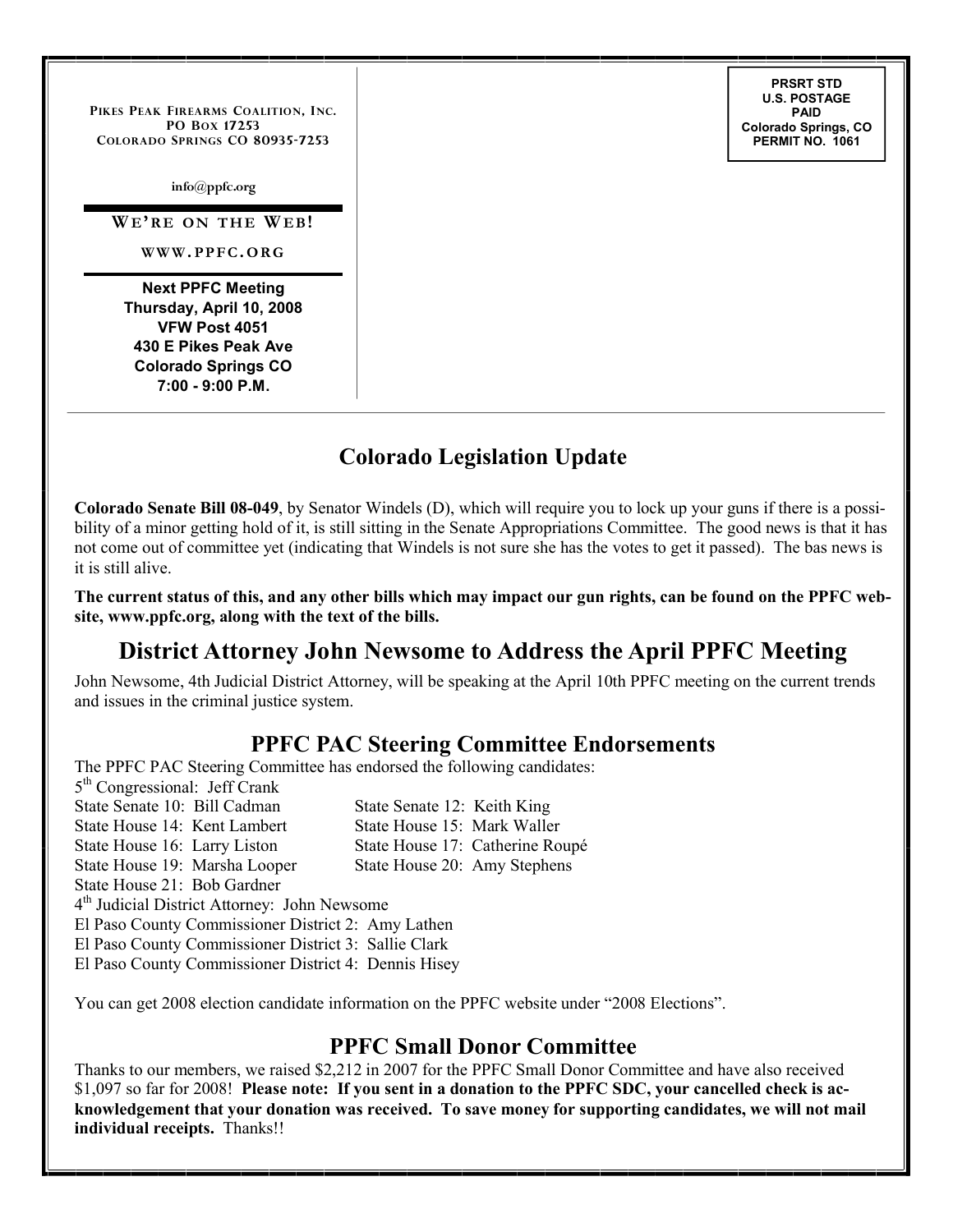Pikes Peak Firearms Coalition, Inc.
PO Box 17253
Colorado Springs CO 80935-7253

info@ppfc.org

**We're on the Web!**

**www.ppfc.org**

**Next PPFC Meeting**
**Thursday, April 10, 2008**
**VFW Post 4051**
**430 E Pikes Peak Ave**
**Colorado Springs CO**
**7:00 - 9:00 P.M.**

PRSRT STD
U.S. POSTAGE
PAID
Colorado Springs, CO
PERMIT NO. 1061

## Colorado Legislation Update

**Colorado Senate Bill 08-049**, by Senator Windels (D), which will require you to lock up your guns if there is a possibility of a minor getting hold of it, is still sitting in the Senate Appropriations Committee. The good news is that it has not come out of committee yet (indicating that Windels is not sure she has the votes to get it passed). The bas news is it is still alive.

**The current status of this, and any other bills which may impact our gun rights, can be found on the PPFC website, www.ppfc.org, along with the text of the bills.**

## District Attorney John Newsome to Address the April PPFC Meeting

John Newsome, 4th Judicial District Attorney, will be speaking at the April 10th PPFC meeting on the current trends and issues in the criminal justice system.

## PPFC PAC Steering Committee Endorsements

The PPFC PAC Steering Committee has endorsed the following candidates:

5th Congressional: Jeff Crank
State Senate 10: Bill Cadman
State Senate 12: Keith King
State House 14: Kent Lambert
State House 15: Mark Waller
State House 16: Larry Liston
State House 17: Catherine Roupé
State House 19: Marsha Looper
State House 20: Amy Stephens
State House 21: Bob Gardner
4th Judicial District Attorney: John Newsome
El Paso County Commissioner District 2: Amy Lathen
El Paso County Commissioner District 3: Sallie Clark
El Paso County Commissioner District 4: Dennis Hisey

You can get 2008 election candidate information on the PPFC website under "2008 Elections".

## PPFC Small Donor Committee

Thanks to our members, we raised $2,212 in 2007 for the PPFC Small Donor Committee and have also received $1,097 so far for 2008! **Please note: If you sent in a donation to the PPFC SDC, your cancelled check is acknowledgement that your donation was received. To save money for supporting candidates, we will not mail individual receipts.** Thanks!!